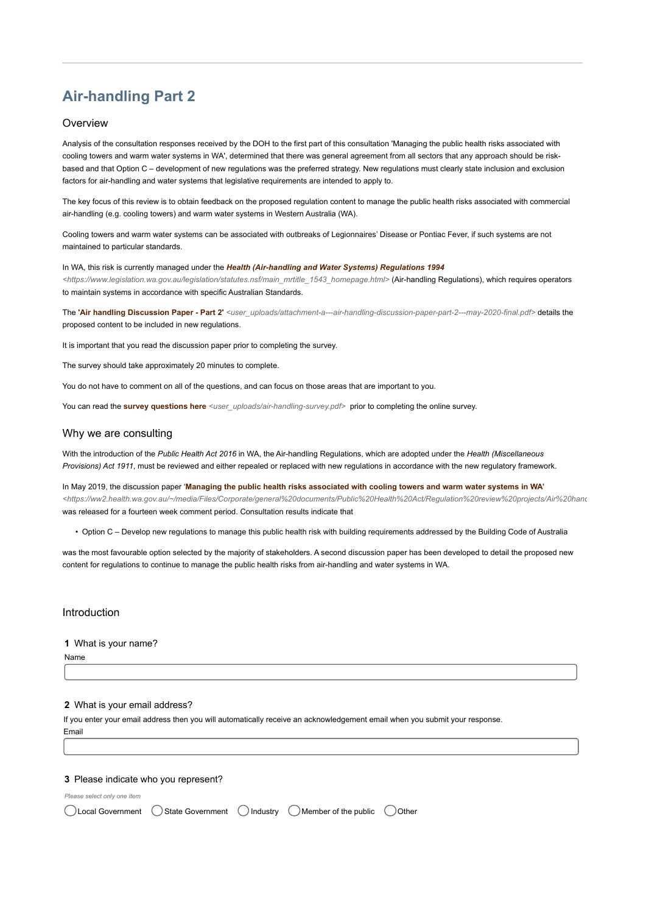# Air-handling Part 2

## Overview

Analysis of the consultation responses received by the DOH to the first part of this consultation 'Managing the public health risks associated with cooling towers and warm water systems in WA', determined that there was general agreement from all sectors that any approach should be risk-based and that Option C – development of new regulations was the preferred strategy. New regulations must clearly state inclusion and exclusion factors for air-handling and water systems that legislative requirements are intended to apply to.

The key focus of this review is to obtain feedback on the proposed regulation content to manage the public health risks associated with commercial air-handling (e.g. cooling towers) and warm water systems in Western Australia (WA).

Cooling towers and warm water systems can be associated with outbreaks of Legionnaires' Disease or Pontiac Fever, if such systems are not maintained to particular standards.

In WA, this risk is currently managed under the ***Health (Air-handling and Water Systems) Regulations 1994*** <https://www.legislation.wa.gov.au/legislation/statutes.nsf/main_mrtitle_1543_homepage.html> (Air-handling Regulations), which requires operators to maintain systems in accordance with specific Australian Standards.

The **'Air handling Discussion Paper - Part 2'** <user_uploads/attachment-a---air-handling-discussion-paper-part-2---may-2020-final.pdf> details the proposed content to be included in new regulations.

It is important that you read the discussion paper prior to completing the survey.

The survey should take approximately 20 minutes to complete.

You do not have to comment on all of the questions, and can focus on those areas that are important to you.

You can read the **survey questions here** <user_uploads/air-handling-survey.pdf> prior to completing the online survey.

## Why we are consulting

With the introduction of the *Public Health Act 2016* in WA, the Air-handling Regulations, which are adopted under the *Health (Miscellaneous Provisions) Act 1911*, must be reviewed and either repealed or replaced with new regulations in accordance with the new regulatory framework.

In May 2019, the discussion paper '**Managing the public health risks associated with cooling towers and warm water systems in WA**' <https://ww2.health.wa.gov.au/~/media/Files/Corporate/general%20documents/Public%20Health%20Act/Regulation%20review%20projects/Air%20hanc was released for a fourteen week comment period. Consultation results indicate that

- Option C – Develop new regulations to manage this public health risk with building requirements addressed by the Building Code of Australia

was the most favourable option selected by the majority of stakeholders. A second discussion paper has been developed to detail the proposed new content for regulations to continue to manage the public health risks from air-handling and water systems in WA.

## Introduction

**1** What is your name?

Name

**2** What is your email address?

If you enter your email address then you will automatically receive an acknowledgement email when you submit your response.

Email

**3** Please indicate who you represent?

*Please select only one item*

◯ Local Government ◯ State Government ◯ Industry ◯ Member of the public ◯ Other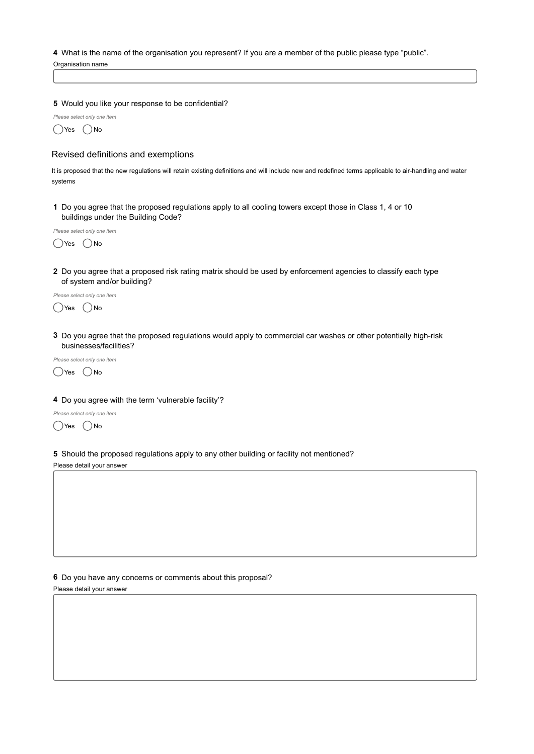**4** What is the name of the organisation you represent? If you are a member of the public please type "public".

Organisation name

**5** Would you like your response to be confidential?

*Please select only one item*

◯ Yes ◯ No

## Revised definitions and exemptions

It is proposed that the new regulations will retain existing definitions and will include new and redefined terms applicable to air-handling and water systems

**1** Do you agree that the proposed regulations apply to all cooling towers except those in Class 1, 4 or 10 buildings under the Building Code?

*Please select only one item*

◯ Yes ◯ No

**2** Do you agree that a proposed risk rating matrix should be used by enforcement agencies to classify each type of system and/or building?

*Please select only one item*

◯ Yes ◯ No

**3** Do you agree that the proposed regulations would apply to commercial car washes or other potentially high-risk businesses/facilities?

*Please select only one item*

◯ Yes ◯ No

**4** Do you agree with the term 'vulnerable facility'?

*Please select only one item*

◯ Yes ◯ No

**5** Should the proposed regulations apply to any other building or facility not mentioned?

Please detail your answer

**6** Do you have any concerns or comments about this proposal?

Please detail your answer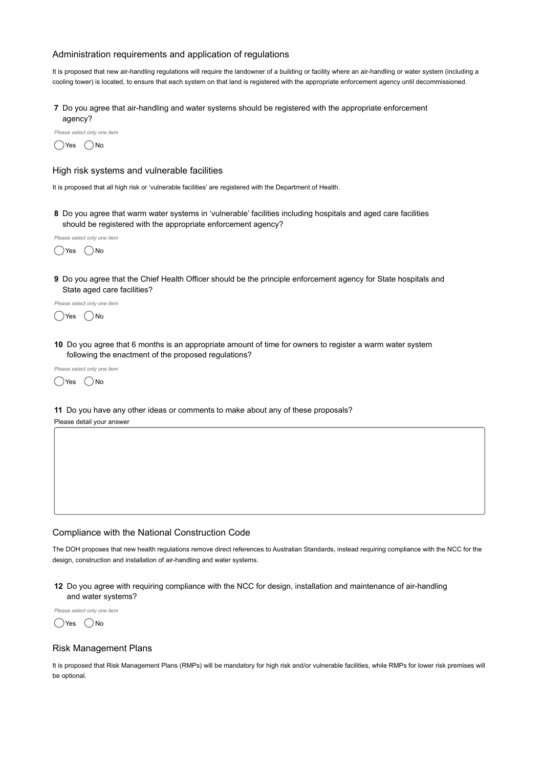## Administration requirements and application of regulations

It is proposed that new air-handling regulations will require the landowner of a building or facility where an air-handling or water system (including a cooling tower) is located, to ensure that each system on that land is registered with the appropriate enforcement agency until decommissioned.

**7** Do you agree that air-handling and water systems should be registered with the appropriate enforcement agency?

*Please select only one item*

◯ Yes ◯ No

## High risk systems and vulnerable facilities

It is proposed that all high risk or 'vulnerable facilities' are registered with the Department of Health.

**8** Do you agree that warm water systems in 'vulnerable' facilities including hospitals and aged care facilities should be registered with the appropriate enforcement agency?

*Please select only one item*

◯ Yes ◯ No

**9** Do you agree that the Chief Health Officer should be the principle enforcement agency for State hospitals and State aged care facilities?

*Please select only one item*

◯ Yes ◯ No

**10** Do you agree that 6 months is an appropriate amount of time for owners to register a warm water system following the enactment of the proposed regulations?

*Please select only one item*

◯ Yes ◯ No

**11** Do you have any other ideas or comments to make about any of these proposals?

Please detail your answer

## Compliance with the National Construction Code

The DOH proposes that new health regulations remove direct references to Australian Standards, instead requiring compliance with the NCC for the design, construction and installation of air-handling and water systems.

**12** Do you agree with requiring compliance with the NCC for design, installation and maintenance of air-handling and water systems?

*Please select only one item*

◯ Yes ◯ No

## Risk Management Plans

It is proposed that Risk Management Plans (RMPs) will be mandatory for high risk and/or vulnerable facilities, while RMPs for lower risk premises will be optional.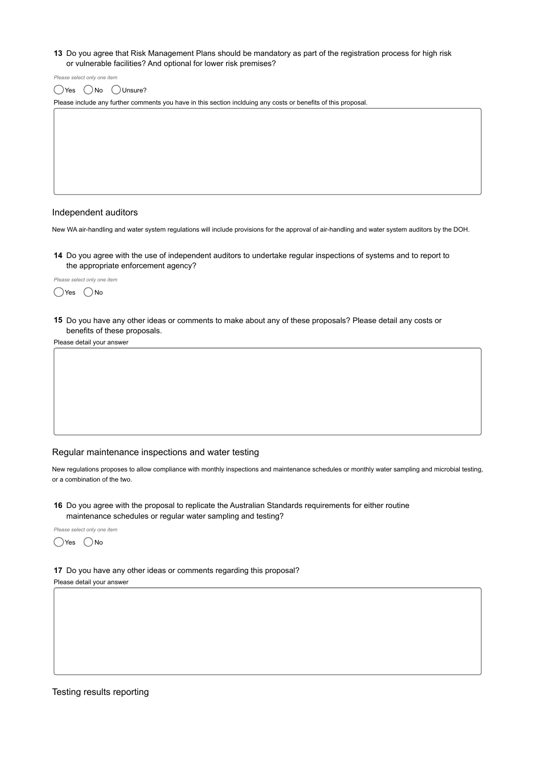**13** Do you agree that Risk Management Plans should be mandatory as part of the registration process for high risk or vulnerable facilities? And optional for lower risk premises?

*Please select only one item*

◯ Yes ◯ No ◯ Unsure?

Please include any further comments you have in this section inclduing any costs or benefits of this proposal.

## Independent auditors

New WA air-handling and water system regulations will include provisions for the approval of air-handling and water system auditors by the DOH.

**14** Do you agree with the use of independent auditors to undertake regular inspections of systems and to report to the appropriate enforcement agency?

*Please select only one item*

◯ Yes ◯ No

**15** Do you have any other ideas or comments to make about any of these proposals? Please detail any costs or benefits of these proposals.

Please detail your answer

## Regular maintenance inspections and water testing

New regulations proposes to allow compliance with monthly inspections and maintenance schedules or monthly water sampling and microbial testing, or a combination of the two.

**16** Do you agree with the proposal to replicate the Australian Standards requirements for either routine maintenance schedules or regular water sampling and testing?

*Please select only one item*

◯ Yes ◯ No

**17** Do you have any other ideas or comments regarding this proposal?

Please detail your answer

## Testing results reporting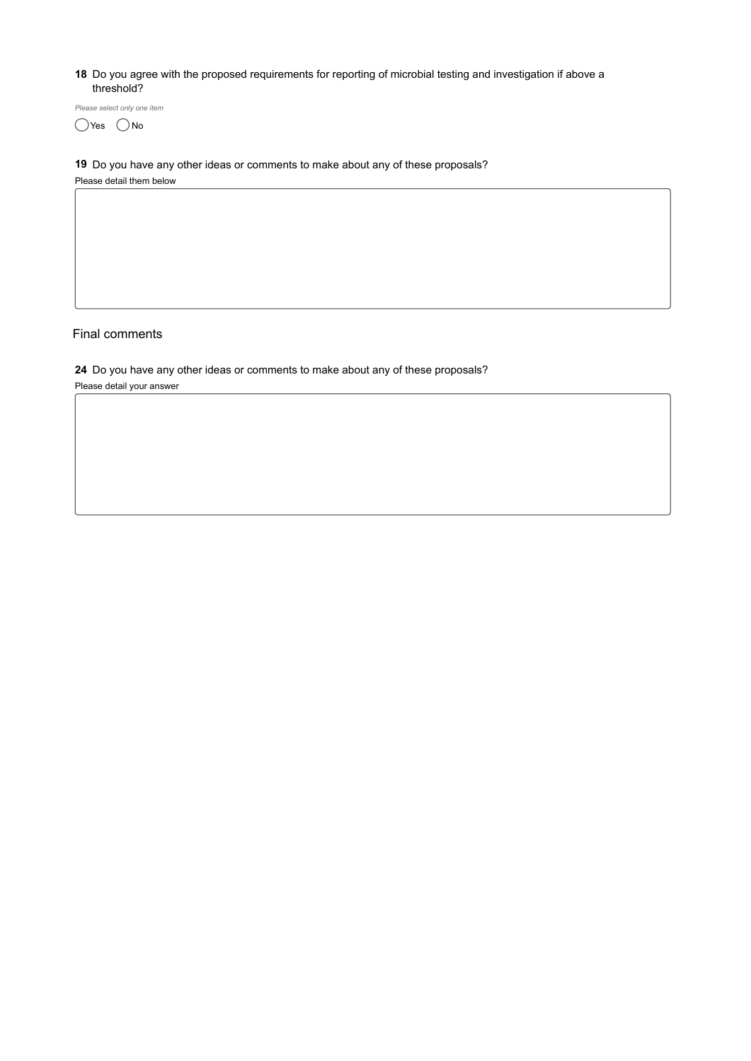**18** Do you agree with the proposed requirements for reporting of microbial testing and investigation if above a threshold?

*Please select only one item*

◯ Yes ◯ No

**19** Do you have any other ideas or comments to make about any of these proposals?

Please detail them below

## Final comments

**24** Do you have any other ideas or comments to make about any of these proposals?

Please detail your answer